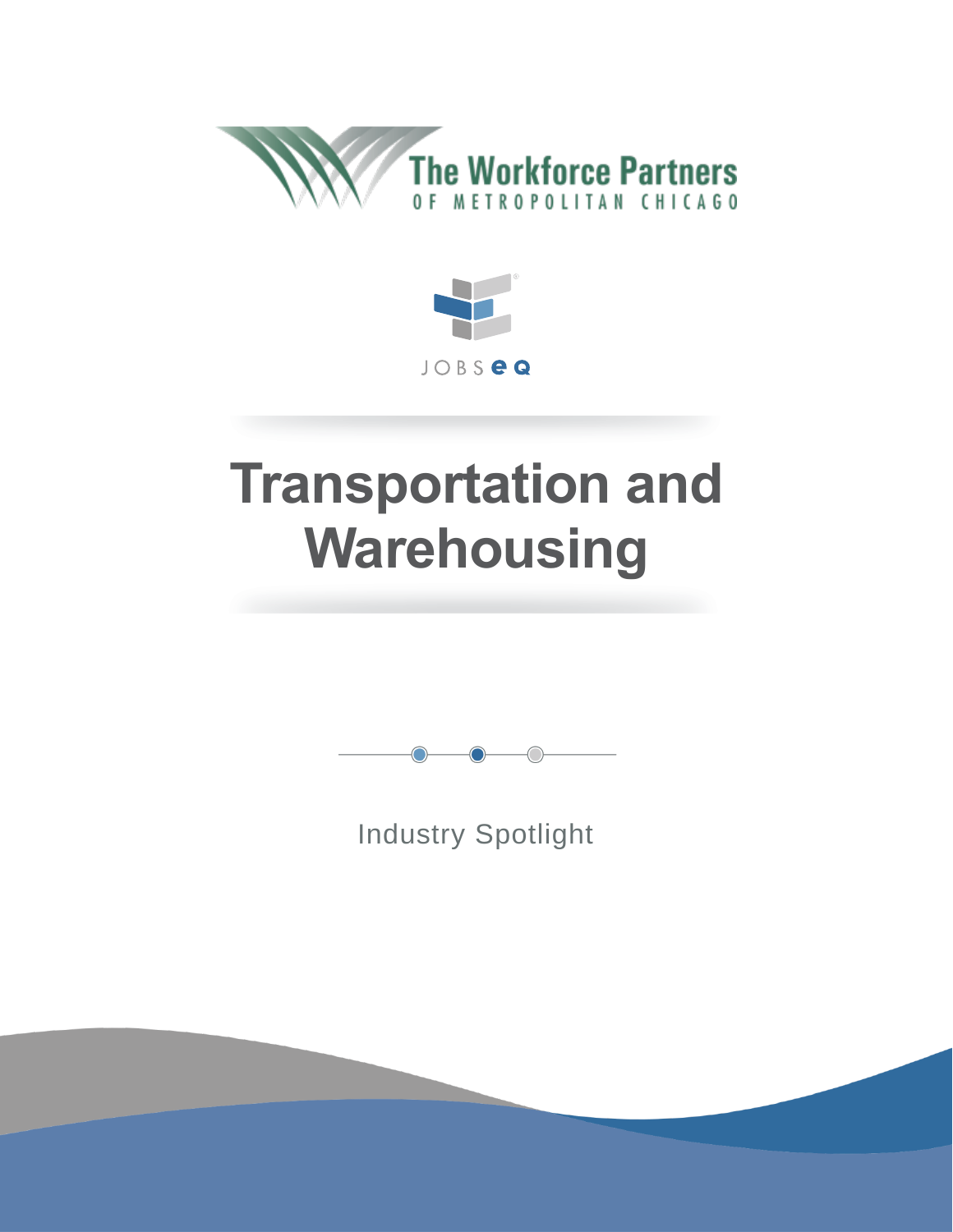The Workforce Partners
OF METROPOLITAN CHICAGO

JOBSEQ

# Transportation and Warehousing

Industry Spotlight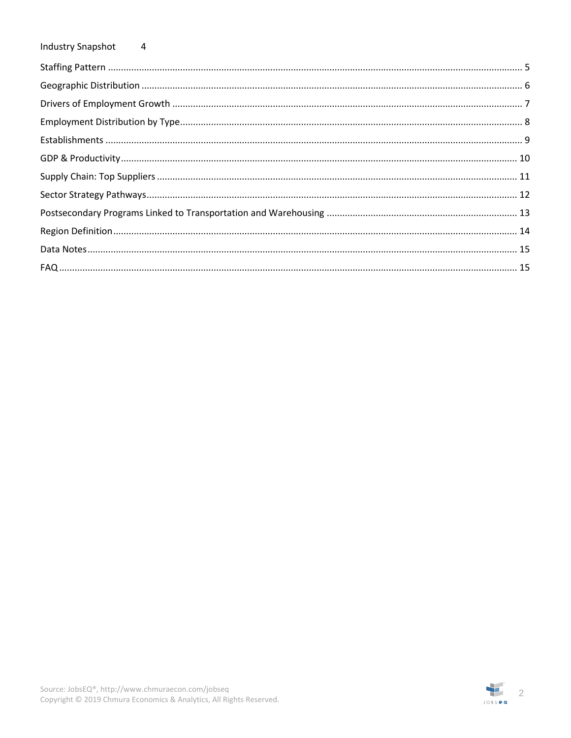Industry Snapshot 4

Staffing Pattern ........................................................................................................................................................ 5
Geographic Distribution ............................................................................................................................................ 6
Drivers of Employment Growth ................................................................................................................................. 7
Employment Distribution by Type ............................................................................................................................. 8
Establishments ........................................................................................................................................................... 9
GDP & Productivity ................................................................................................................................................... 10
Supply Chain: Top Suppliers ..................................................................................................................................... 11
Sector Strategy Pathways .......................................................................................................................................... 12
Postsecondary Programs Linked to Transportation and Warehousing ..................................................................... 13
Region Definition ...................................................................................................................................................... 14
Data Notes ................................................................................................................................................................ 15
FAQ ........................................................................................................................................................................... 15

Source: JobsEQ®, http://www.chmuraecon.com/jobseq
Copyright © 2019 Chmura Economics & Analytics, All Rights Reserved.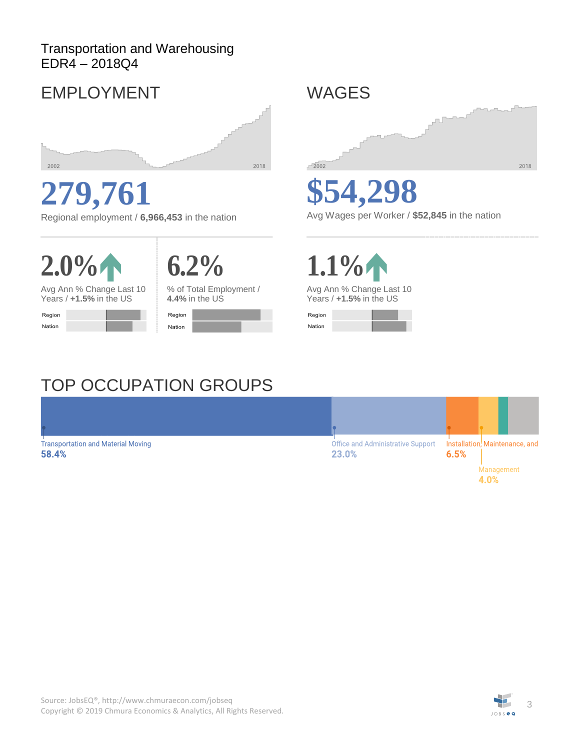Transportation and Warehousing
EDR4 – 2018Q4

## EMPLOYMENT

2002 — 2018

# 279,761

Regional employment / **6,966,453** in the nation

# 2.0%

Avg Ann % Change Last 10 Years / **+1.5%** in the US

Region
Nation

# 6.2%

% of Total Employment / **4.4%** in the US

Region
Nation

## WAGES

2002 — 2018

# $54,298

Avg Wages per Worker / **$52,845** in the nation

# 1.1%

Avg Ann % Change Last 10 Years / **+1.5%** in the US

Region
Nation

## TOP OCCUPATION GROUPS

Transportation and Material Moving
**58.4%**

Office and Administrative Support
**23.0%**

Installation, Maintenance, and
**6.5%**

Management
**4.0%**

Source: JobsEQ®, http://www.chmuraecon.com/jobseq
Copyright © 2019 Chmura Economics & Analytics, All Rights Reserved.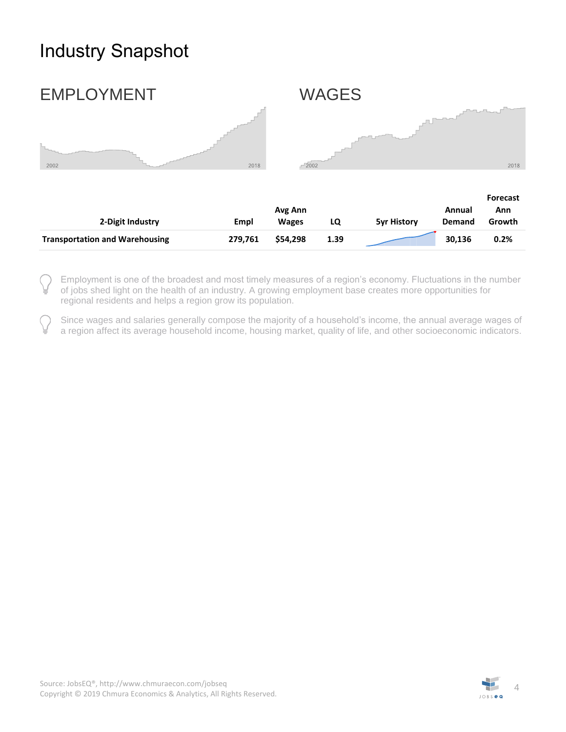# Industry Snapshot

## EMPLOYMENT

2002 2018

## WAGES

2002 2018

| 2-Digit Industry | Empl | Avg Ann Wages | LQ | 5yr History | Annual Demand | Forecast Ann Growth |
|---|---|---|---|---|---|---|
| **Transportation and Warehousing** | **279,761** | **$54,298** | **1.39** | | **30,136** | **0.2%** |

Employment is one of the broadest and most timely measures of a region's economy. Fluctuations in the number of jobs shed light on the health of an industry. A growing employment base creates more opportunities for regional residents and helps a region grow its population.

Since wages and salaries generally compose the majority of a household's income, the annual average wages of a region affect its average household income, housing market, quality of life, and other socioeconomic indicators.

Source: JobsEQ®, http://www.chmuraecon.com/jobseq
Copyright © 2019 Chmura Economics & Analytics, All Rights Reserved.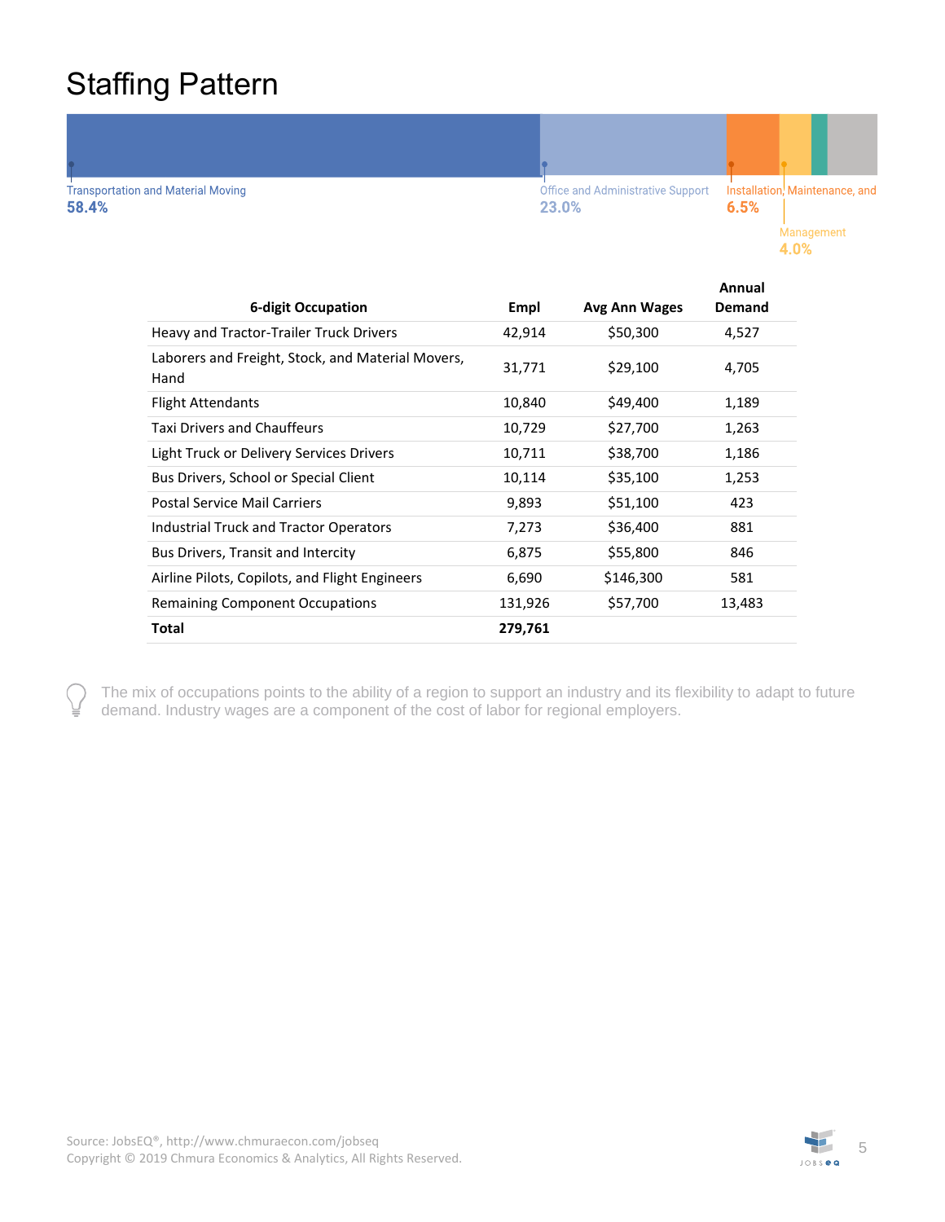# Staffing Pattern

Transportation and Material Moving 58.4%

Office and Administrative Support 23.0%

Installation, Maintenance, and 6.5%

Management 4.0%

| 6-digit Occupation | Empl | Avg Ann Wages | Annual Demand |
|---|---|---|---|
| Heavy and Tractor-Trailer Truck Drivers | 42,914 | $50,300 | 4,527 |
| Laborers and Freight, Stock, and Material Movers, Hand | 31,771 | $29,100 | 4,705 |
| Flight Attendants | 10,840 | $49,400 | 1,189 |
| Taxi Drivers and Chauffeurs | 10,729 | $27,700 | 1,263 |
| Light Truck or Delivery Services Drivers | 10,711 | $38,700 | 1,186 |
| Bus Drivers, School or Special Client | 10,114 | $35,100 | 1,253 |
| Postal Service Mail Carriers | 9,893 | $51,100 | 423 |
| Industrial Truck and Tractor Operators | 7,273 | $36,400 | 881 |
| Bus Drivers, Transit and Intercity | 6,875 | $55,800 | 846 |
| Airline Pilots, Copilots, and Flight Engineers | 6,690 | $146,300 | 581 |
| Remaining Component Occupations | 131,926 | $57,700 | 13,483 |
| **Total** | **279,761** | | |

The mix of occupations points to the ability of a region to support an industry and its flexibility to adapt to future demand. Industry wages are a component of the cost of labor for regional employers.

Source: JobsEQ®, http://www.chmuraecon.com/jobseq
Copyright © 2019 Chmura Economics & Analytics, All Rights Reserved.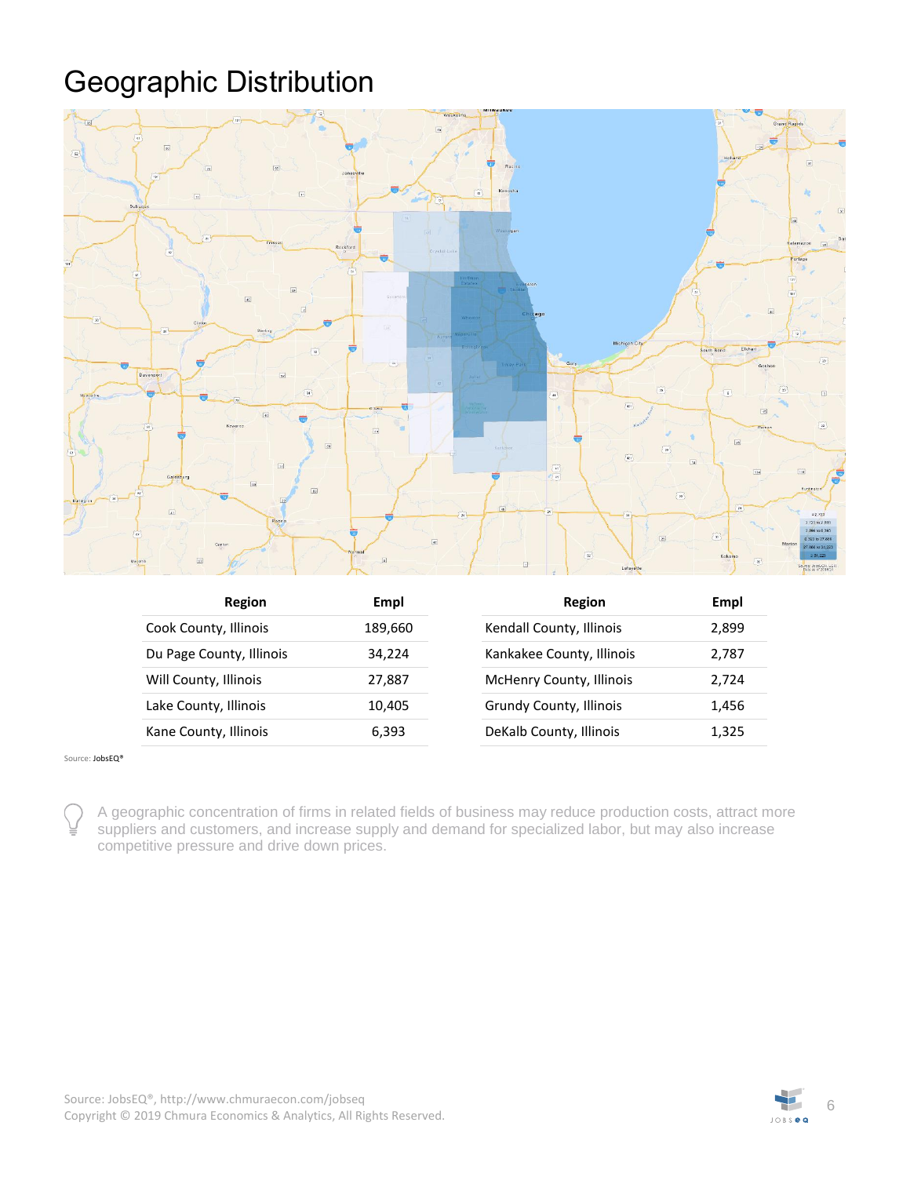# Geographic Distribution

| Region | Empl | Region | Empl |
|---|---|---|---|
| Cook County, Illinois | 189,660 | Kendall County, Illinois | 2,899 |
| Du Page County, Illinois | 34,224 | Kankakee County, Illinois | 2,787 |
| Will County, Illinois | 27,887 | McHenry County, Illinois | 2,724 |
| Lake County, Illinois | 10,405 | Grundy County, Illinois | 1,456 |
| Kane County, Illinois | 6,393 | DeKalb County, Illinois | 1,325 |

Source: JobsEQ®

A geographic concentration of firms in related fields of business may reduce production costs, attract more suppliers and customers, and increase supply and demand for specialized labor, but may also increase competitive pressure and drive down prices.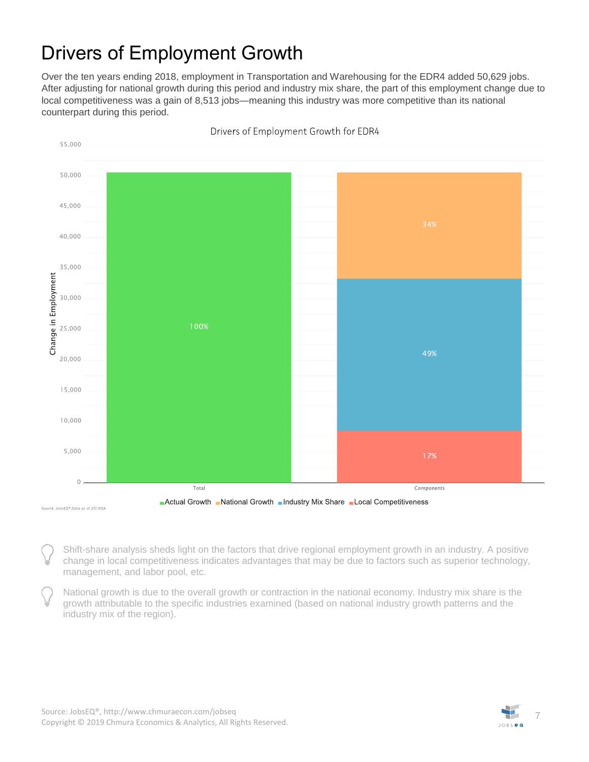# Drivers of Employment Growth

Over the ten years ending 2018, employment in Transportation and Warehousing for the EDR4 added 50,629 jobs. After adjusting for national growth during this period and industry mix share, the part of this employment change due to local competitiveness was a gain of 8,513 jobs—meaning this industry was more competitive than its national counterpart during this period.

Drivers of Employment Growth for EDR4

| | Actual Growth | National Growth | Industry Mix Share | Local Competitiveness |
|---|---|---|---|---|
| Total | 100% | | | |
| Components | | 34% | 49% | 17% |

Source: JobsEQ®,Data as of 2018Q4

Shift-share analysis sheds light on the factors that drive regional employment growth in an industry. A positive change in local competitiveness indicates advantages that may be due to factors such as superior technology, management, and labor pool, etc.

National growth is due to the overall growth or contraction in the national economy. Industry mix share is the growth attributable to the specific industries examined (based on national industry growth patterns and the industry mix of the region).

Source: JobsEQ®, http://www.chmuraecon.com/jobseq
Copyright © 2019 Chmura Economics & Analytics, All Rights Reserved.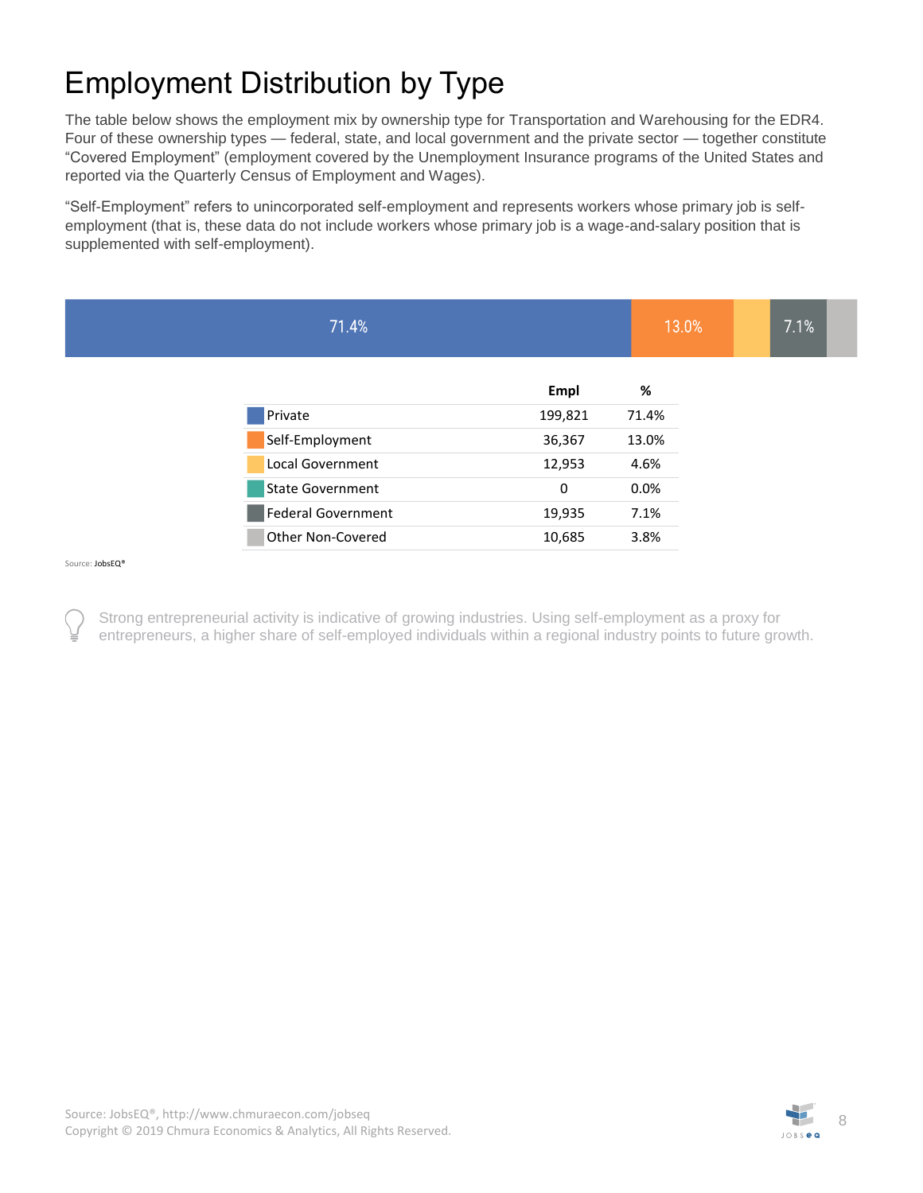# Employment Distribution by Type

The table below shows the employment mix by ownership type for Transportation and Warehousing for the EDR4. Four of these ownership types — federal, state, and local government and the private sector — together constitute "Covered Employment" (employment covered by the Unemployment Insurance programs of the United States and reported via the Quarterly Census of Employment and Wages).

"Self-Employment" refers to unincorporated self-employment and represents workers whose primary job is self-employment (that is, these data do not include workers whose primary job is a wage-and-salary position that is supplemented with self-employment).

71.4% 13.0% 7.1%

| | Empl | % |
|---|---|---|
| Private | 199,821 | 71.4% |
| Self-Employment | 36,367 | 13.0% |
| Local Government | 12,953 | 4.6% |
| State Government | 0 | 0.0% |
| Federal Government | 19,935 | 7.1% |
| Other Non-Covered | 10,685 | 3.8% |

Source: JobsEQ®

Strong entrepreneurial activity is indicative of growing industries. Using self-employment as a proxy for entrepreneurs, a higher share of self-employed individuals within a regional industry points to future growth.

Source: JobsEQ®, http://www.chmuraecon.com/jobseq
Copyright © 2019 Chmura Economics & Analytics, All Rights Reserved.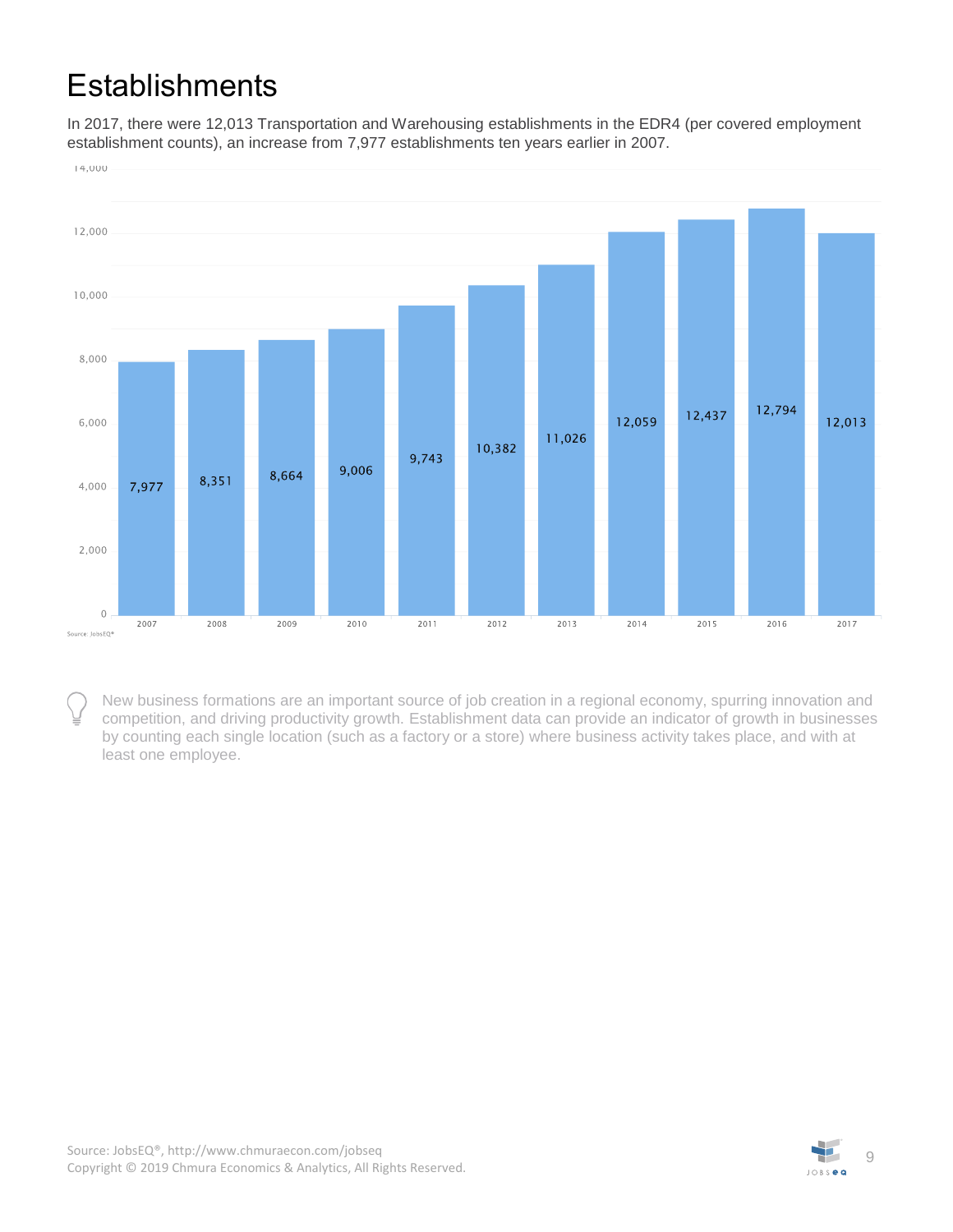# Establishments

In 2017, there were 12,013 Transportation and Warehousing establishments in the EDR4 (per covered employment establishment counts), an increase from 7,977 establishments ten years earlier in 2007.

| Year | Establishments |
|---|---|
| 2007 | 7,977 |
| 2008 | 8,351 |
| 2009 | 8,664 |
| 2010 | 9,006 |
| 2011 | 9,743 |
| 2012 | 10,382 |
| 2013 | 11,026 |
| 2014 | 12,059 |
| 2015 | 12,437 |
| 2016 | 12,794 |
| 2017 | 12,013 |

Source: JobsEQ®

New business formations are an important source of job creation in a regional economy, spurring innovation and competition, and driving productivity growth. Establishment data can provide an indicator of growth in businesses by counting each single location (such as a factory or a store) where business activity takes place, and with at least one employee.

Source: JobsEQ®, http://www.chmuraecon.com/jobseq
Copyright © 2019 Chmura Economics & Analytics, All Rights Reserved.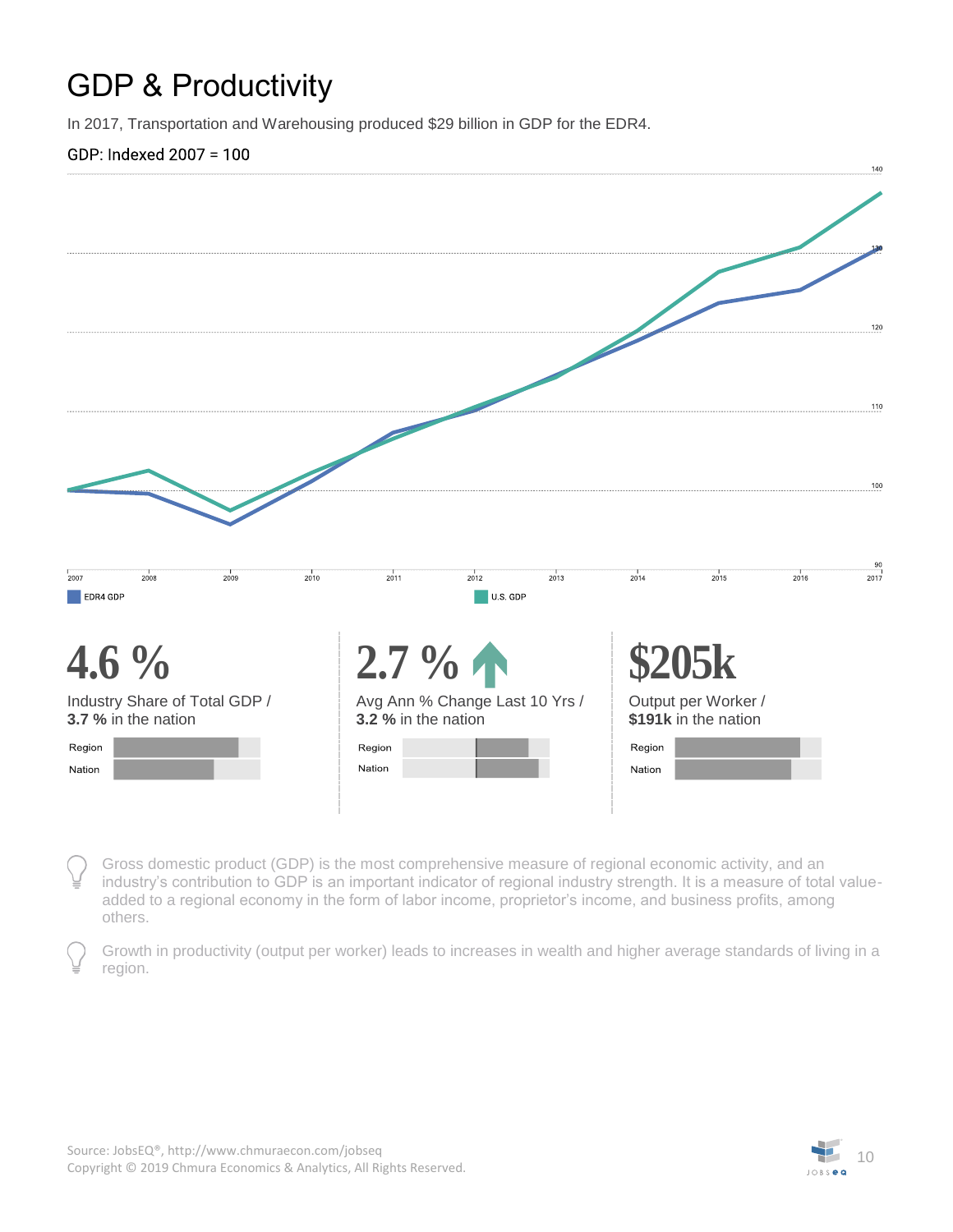# GDP & Productivity

In 2017, Transportation and Warehousing produced $29 billion in GDP for the EDR4.

GDP: Indexed 2007 = 100

EDR4 GDP  U.S. GDP

**4.6 %**

Industry Share of Total GDP /
**3.7 %** in the nation

Region
Nation

**2.7 %**

Avg Ann % Change Last 10 Yrs /
**3.2 %** in the nation

Region
Nation

**$205k**

Output per Worker /
**$191k** in the nation

Region
Nation

Gross domestic product (GDP) is the most comprehensive measure of regional economic activity, and an industry's contribution to GDP is an important indicator of regional industry strength. It is a measure of total value-added to a regional economy in the form of labor income, proprietor's income, and business profits, among others.

Growth in productivity (output per worker) leads to increases in wealth and higher average standards of living in a region.

Source: JobsEQ®, http://www.chmuraecon.com/jobseq
Copyright © 2019 Chmura Economics & Analytics, All Rights Reserved.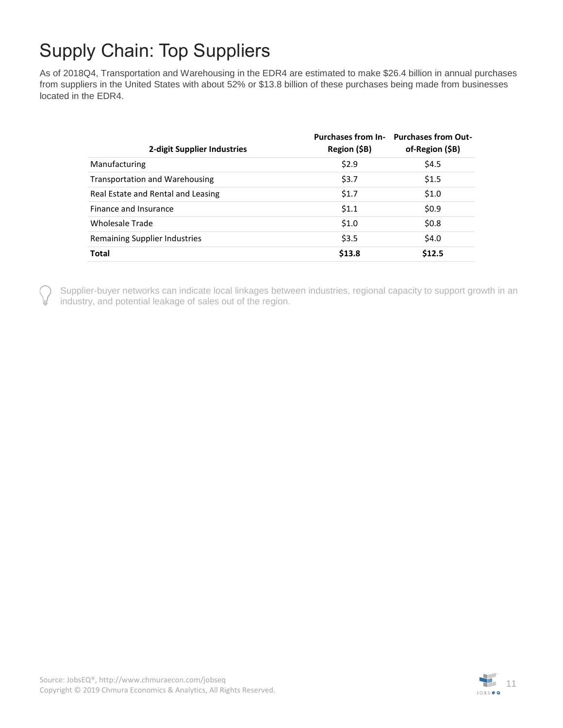# Supply Chain: Top Suppliers

As of 2018Q4, Transportation and Warehousing in the EDR4 are estimated to make $26.4 billion in annual purchases from suppliers in the United States with about 52% or $13.8 billion of these purchases being made from businesses located in the EDR4.

| 2-digit Supplier Industries | Purchases from In-Region ($B) | Purchases from Out-of-Region ($B) |
|---|---|---|
| Manufacturing | $2.9 | $4.5 |
| Transportation and Warehousing | $3.7 | $1.5 |
| Real Estate and Rental and Leasing | $1.7 | $1.0 |
| Finance and Insurance | $1.1 | $0.9 |
| Wholesale Trade | $1.0 | $0.8 |
| Remaining Supplier Industries | $3.5 | $4.0 |
| **Total** | **$13.8** | **$12.5** |

Supplier-buyer networks can indicate local linkages between industries, regional capacity to support growth in an industry, and potential leakage of sales out of the region.

Source: JobsEQ®, http://www.chmuraecon.com/jobseq
Copyright © 2019 Chmura Economics & Analytics, All Rights Reserved.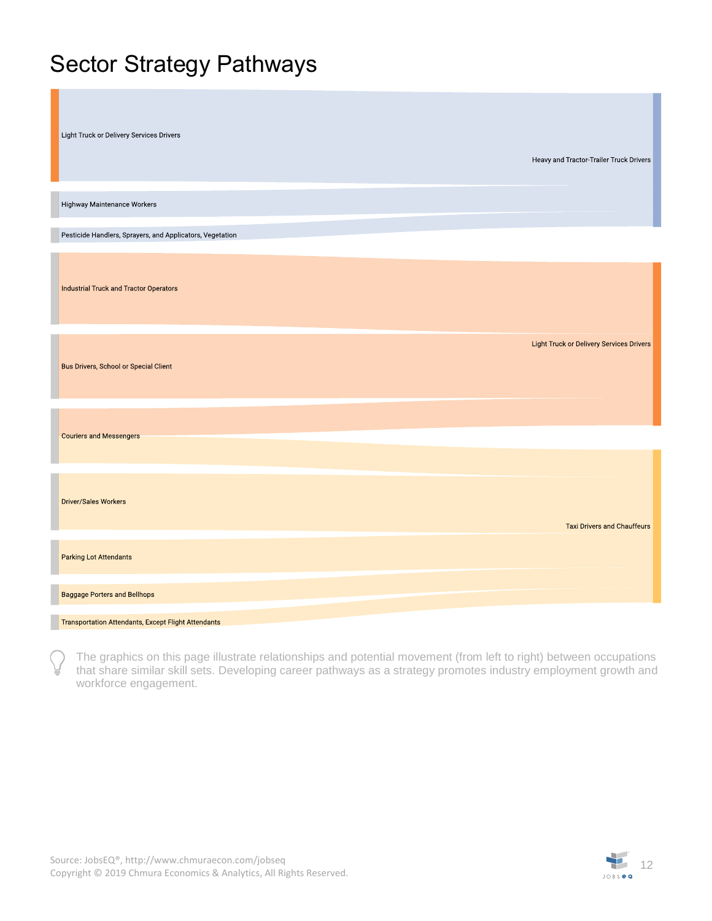# Sector Strategy Pathways

Light Truck or Delivery Services Drivers

Highway Maintenance Workers

Pesticide Handlers, Sprayers, and Applicators, Vegetation

Heavy and Tractor-Trailer Truck Drivers

Industrial Truck and Tractor Operators

Bus Drivers, School or Special Client

Light Truck or Delivery Services Drivers

Couriers and Messengers

Driver/Sales Workers

Parking Lot Attendants

Baggage Porters and Bellhops

Transportation Attendants, Except Flight Attendants

Taxi Drivers and Chauffeurs

The graphics on this page illustrate relationships and potential movement (from left to right) between occupations that share similar skill sets. Developing career pathways as a strategy promotes industry employment growth and workforce engagement.

Source: JobsEQ®, http://www.chmuraecon.com/jobseq
Copyright © 2019 Chmura Economics & Analytics, All Rights Reserved.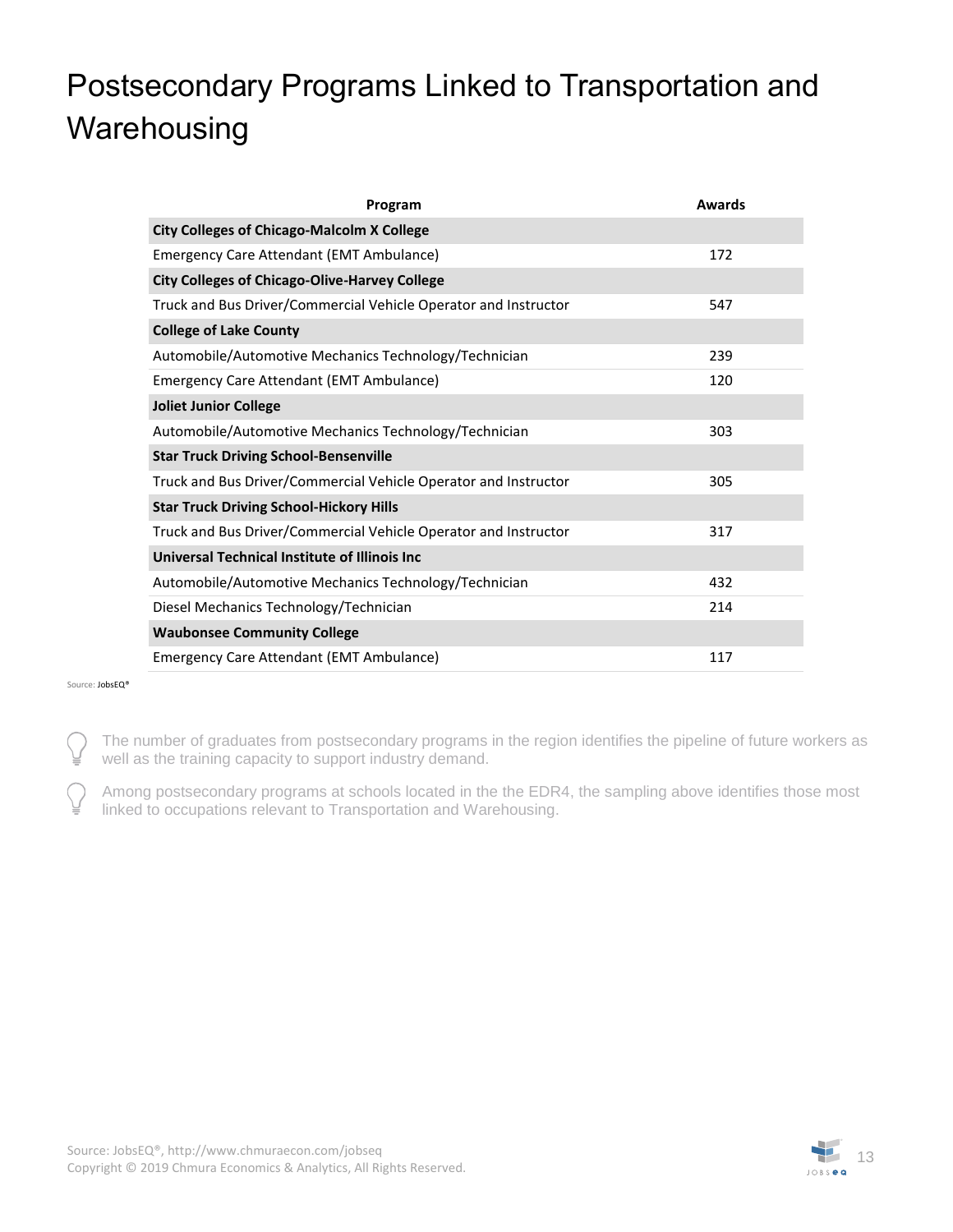# Postsecondary Programs Linked to Transportation and Warehousing

| Program | Awards |
| --- | --- |
| **City Colleges of Chicago-Malcolm X College** | |
| Emergency Care Attendant (EMT Ambulance) | 172 |
| **City Colleges of Chicago-Olive-Harvey College** | |
| Truck and Bus Driver/Commercial Vehicle Operator and Instructor | 547 |
| **College of Lake County** | |
| Automobile/Automotive Mechanics Technology/Technician | 239 |
| Emergency Care Attendant (EMT Ambulance) | 120 |
| **Joliet Junior College** | |
| Automobile/Automotive Mechanics Technology/Technician | 303 |
| **Star Truck Driving School-Bensenville** | |
| Truck and Bus Driver/Commercial Vehicle Operator and Instructor | 305 |
| **Star Truck Driving School-Hickory Hills** | |
| Truck and Bus Driver/Commercial Vehicle Operator and Instructor | 317 |
| **Universal Technical Institute of Illinois Inc** | |
| Automobile/Automotive Mechanics Technology/Technician | 432 |
| Diesel Mechanics Technology/Technician | 214 |
| **Waubonsee Community College** | |
| Emergency Care Attendant (EMT Ambulance) | 117 |

Source: JobsEQ®

The number of graduates from postsecondary programs in the region identifies the pipeline of future workers as well as the training capacity to support industry demand.

Among postsecondary programs at schools located in the the EDR4, the sampling above identifies those most linked to occupations relevant to Transportation and Warehousing.

Source: JobsEQ®, http://www.chmuraecon.com/jobseq
Copyright © 2019 Chmura Economics & Analytics, All Rights Reserved.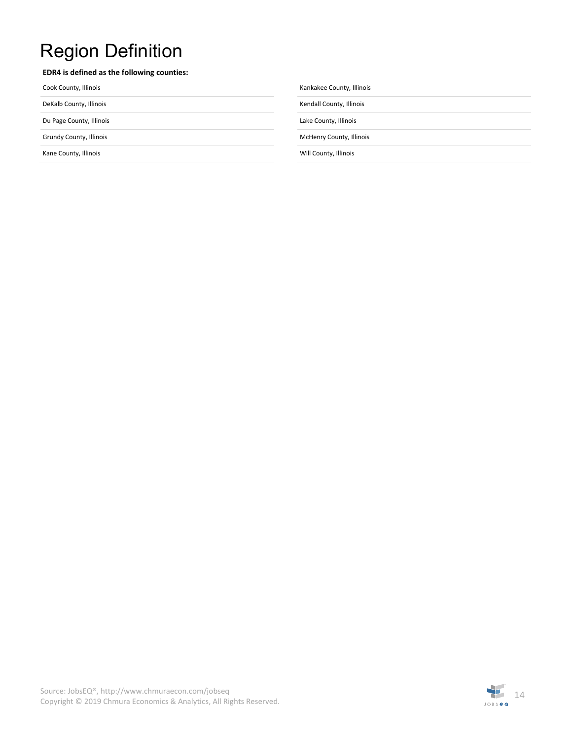# Region Definition

**EDR4 is defined as the following counties:**

| | |
|---|---|
| Cook County, Illinois | Kankakee County, Illinois |
| DeKalb County, Illinois | Kendall County, Illinois |
| Du Page County, Illinois | Lake County, Illinois |
| Grundy County, Illinois | McHenry County, Illinois |
| Kane County, Illinois | Will County, Illinois |

Source: JobsEQ®, http://www.chmuraecon.com/jobseq
Copyright © 2019 Chmura Economics & Analytics, All Rights Reserved.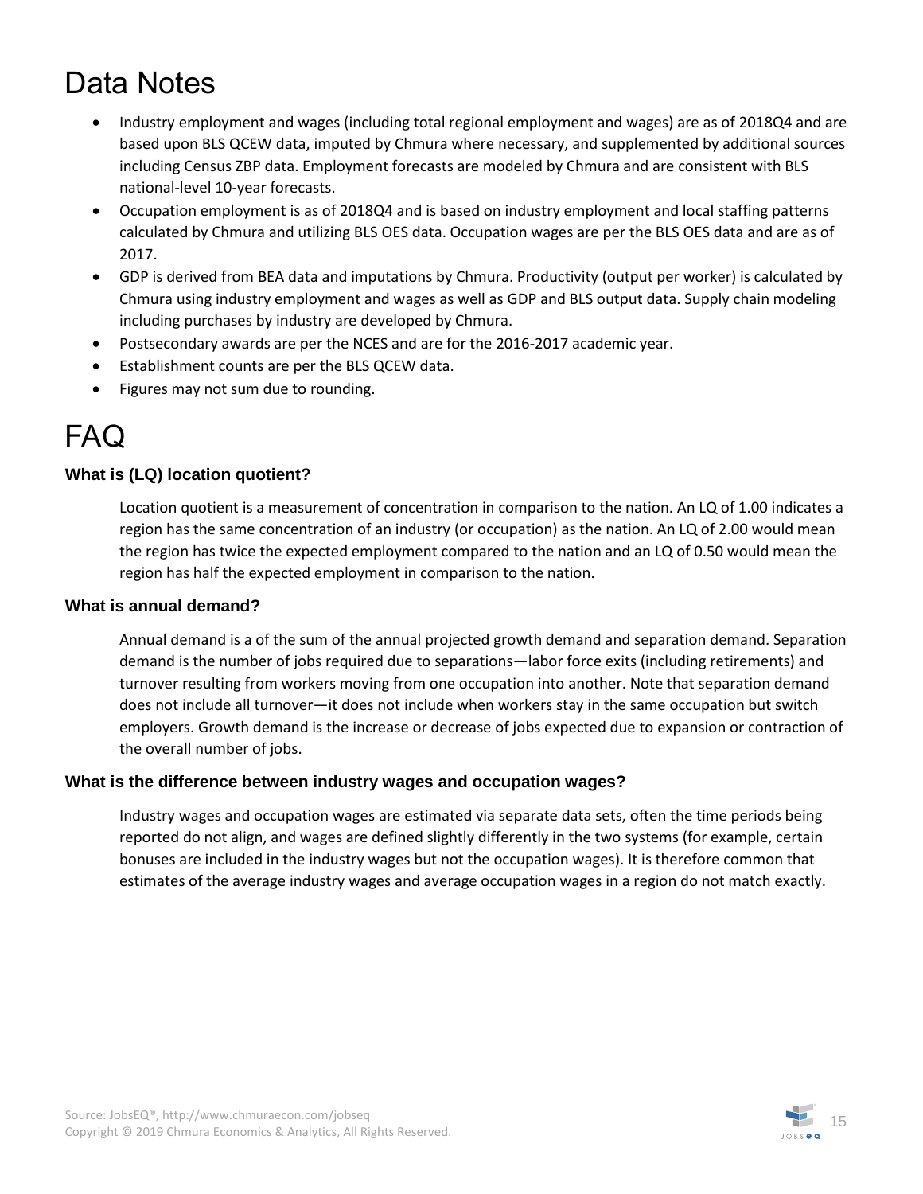# Data Notes

- Industry employment and wages (including total regional employment and wages) are as of 2018Q4 and are based upon BLS QCEW data, imputed by Chmura where necessary, and supplemented by additional sources including Census ZBP data. Employment forecasts are modeled by Chmura and are consistent with BLS national-level 10-year forecasts.
- Occupation employment is as of 2018Q4 and is based on industry employment and local staffing patterns calculated by Chmura and utilizing BLS OES data. Occupation wages are per the BLS OES data and are as of 2017.
- GDP is derived from BEA data and imputations by Chmura. Productivity (output per worker) is calculated by Chmura using industry employment and wages as well as GDP and BLS output data. Supply chain modeling including purchases by industry are developed by Chmura.
- Postsecondary awards are per the NCES and are for the 2016-2017 academic year.
- Establishment counts are per the BLS QCEW data.
- Figures may not sum due to rounding.

# FAQ

### What is (LQ) location quotient?

Location quotient is a measurement of concentration in comparison to the nation. An LQ of 1.00 indicates a region has the same concentration of an industry (or occupation) as the nation. An LQ of 2.00 would mean the region has twice the expected employment compared to the nation and an LQ of 0.50 would mean the region has half the expected employment in comparison to the nation.

### What is annual demand?

Annual demand is a of the sum of the annual projected growth demand and separation demand. Separation demand is the number of jobs required due to separations—labor force exits (including retirements) and turnover resulting from workers moving from one occupation into another. Note that separation demand does not include all turnover—it does not include when workers stay in the same occupation but switch employers. Growth demand is the increase or decrease of jobs expected due to expansion or contraction of the overall number of jobs.

### What is the difference between industry wages and occupation wages?

Industry wages and occupation wages are estimated via separate data sets, often the time periods being reported do not align, and wages are defined slightly differently in the two systems (for example, certain bonuses are included in the industry wages but not the occupation wages). It is therefore common that estimates of the average industry wages and average occupation wages in a region do not match exactly.